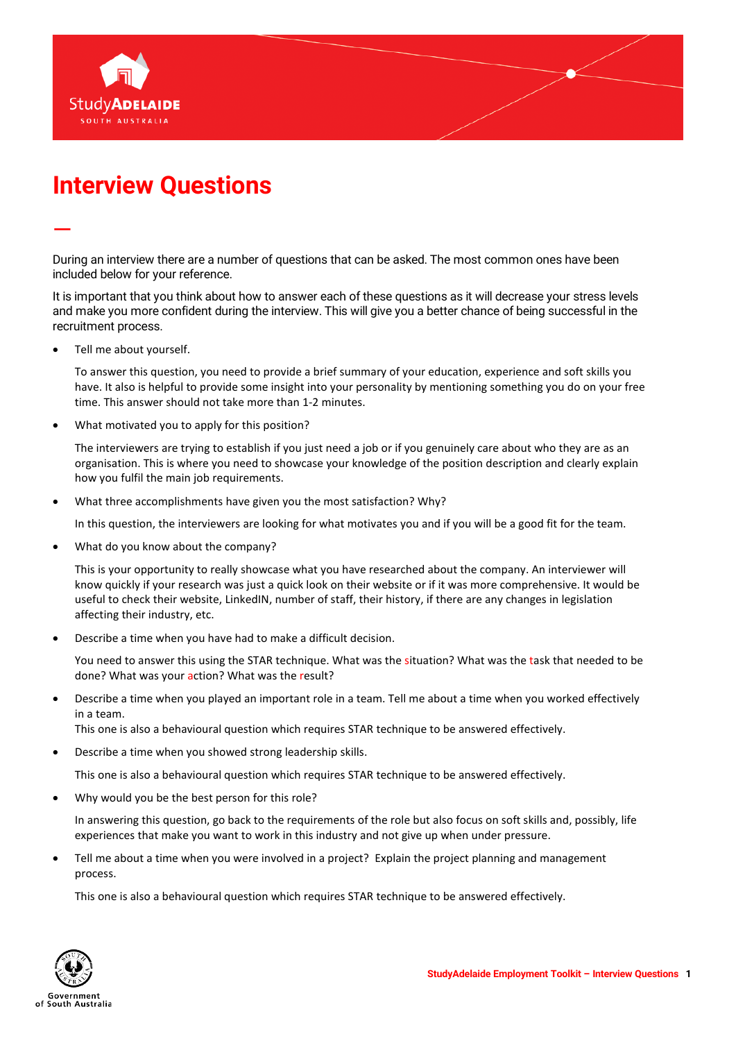# Interview Questions

During an interview there are a number of questions that can be asked. The most common ones have been included below for your reference.

It is important that you think about how to answer each of these questions as it will decrease your stress levels and make you more confident during the interview. This will give you a better chance of being successful in the recruitment process.

- Tell me about yourself.

  To answer this question, you need to provide a brief summary of your education, experience and soft skills you have. It also is helpful to provide some insight into your personality by mentioning something you do on your free time. This answer should not take more than 1-2 minutes.

- What motivated you to apply for this position?

  The interviewers are trying to establish if you just need a job or if you genuinely care about who they are as an organisation. This is where you need to showcase your knowledge of the position description and clearly explain how you fulfil the main job requirements.

- What three accomplishments have given you the most satisfaction? Why?

  In this question, the interviewers are looking for what motivates you and if you will be a good fit for the team.

- What do you know about the company?

  This is your opportunity to really showcase what you have researched about the company. An interviewer will know quickly if your research was just a quick look on their website or if it was more comprehensive. It would be useful to check their website, LinkedIN, number of staff, their history, if there are any changes in legislation affecting their industry, etc.

- Describe a time when you have had to make a difficult decision.

  You need to answer this using the STAR technique. What was the situation? What was the task that needed to be done? What was your action? What was the result?

- Describe a time when you played an important role in a team. Tell me about a time when you worked effectively in a team.
  This one is also a behavioural question which requires STAR technique to be answered effectively.

- Describe a time when you showed strong leadership skills.

  This one is also a behavioural question which requires STAR technique to be answered effectively.

- Why would you be the best person for this role?

  In answering this question, go back to the requirements of the role but also focus on soft skills and, possibly, life experiences that make you want to work in this industry and not give up when under pressure.

- Tell me about a time when you were involved in a project? Explain the project planning and management process.

  This one is also a behavioural question which requires STAR technique to be answered effectively.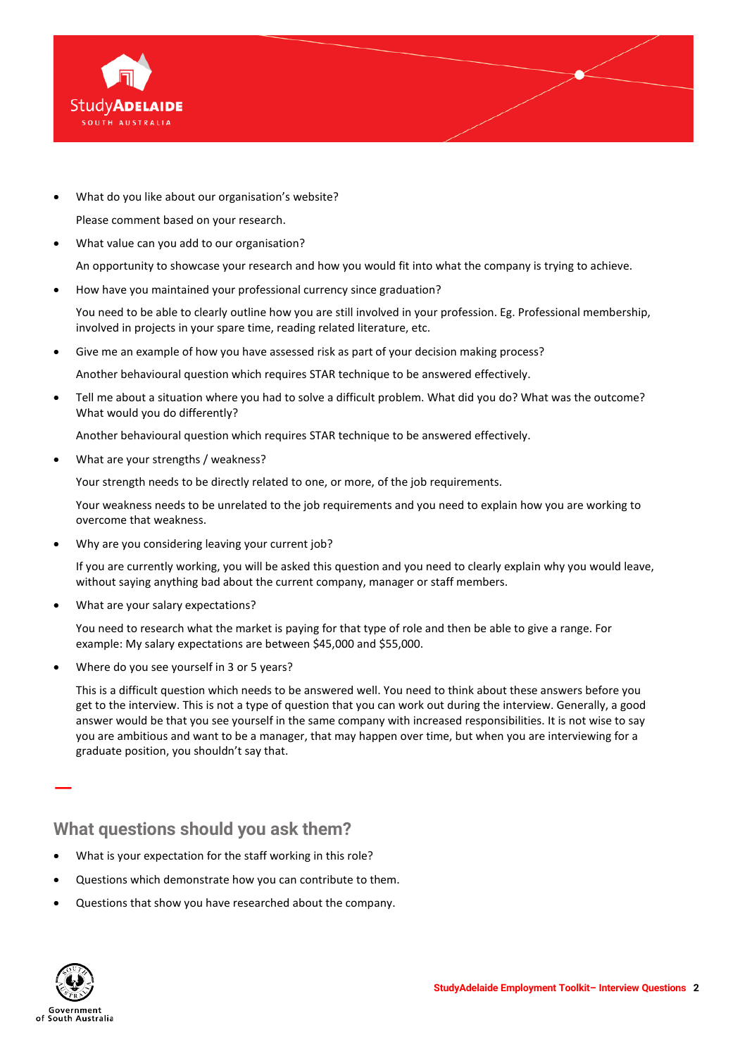- What do you like about our organisation's website?

  Please comment based on your research.

- What value can you add to our organisation?

  An opportunity to showcase your research and how you would fit into what the company is trying to achieve.

- How have you maintained your professional currency since graduation?

  You need to be able to clearly outline how you are still involved in your profession. Eg. Professional membership, involved in projects in your spare time, reading related literature, etc.

- Give me an example of how you have assessed risk as part of your decision making process?

  Another behavioural question which requires STAR technique to be answered effectively.

- Tell me about a situation where you had to solve a difficult problem. What did you do? What was the outcome? What would you do differently?

  Another behavioural question which requires STAR technique to be answered effectively.

- What are your strengths / weakness?

  Your strength needs to be directly related to one, or more, of the job requirements.

  Your weakness needs to be unrelated to the job requirements and you need to explain how you are working to overcome that weakness.

- Why are you considering leaving your current job?

  If you are currently working, you will be asked this question and you need to clearly explain why you would leave, without saying anything bad about the current company, manager or staff members.

- What are your salary expectations?

  You need to research what the market is paying for that type of role and then be able to give a range. For example: My salary expectations are between $45,000 and $55,000.

- Where do you see yourself in 3 or 5 years?

  This is a difficult question which needs to be answered well. You need to think about these answers before you get to the interview. This is not a type of question that you can work out during the interview. Generally, a good answer would be that you see yourself in the same company with increased responsibilities. It is not wise to say you are ambitious and want to be a manager, that may happen over time, but when you are interviewing for a graduate position, you shouldn't say that.

## What questions should you ask them?

- What is your expectation for the staff working in this role?
- Questions which demonstrate how you can contribute to them.
- Questions that show you have researched about the company.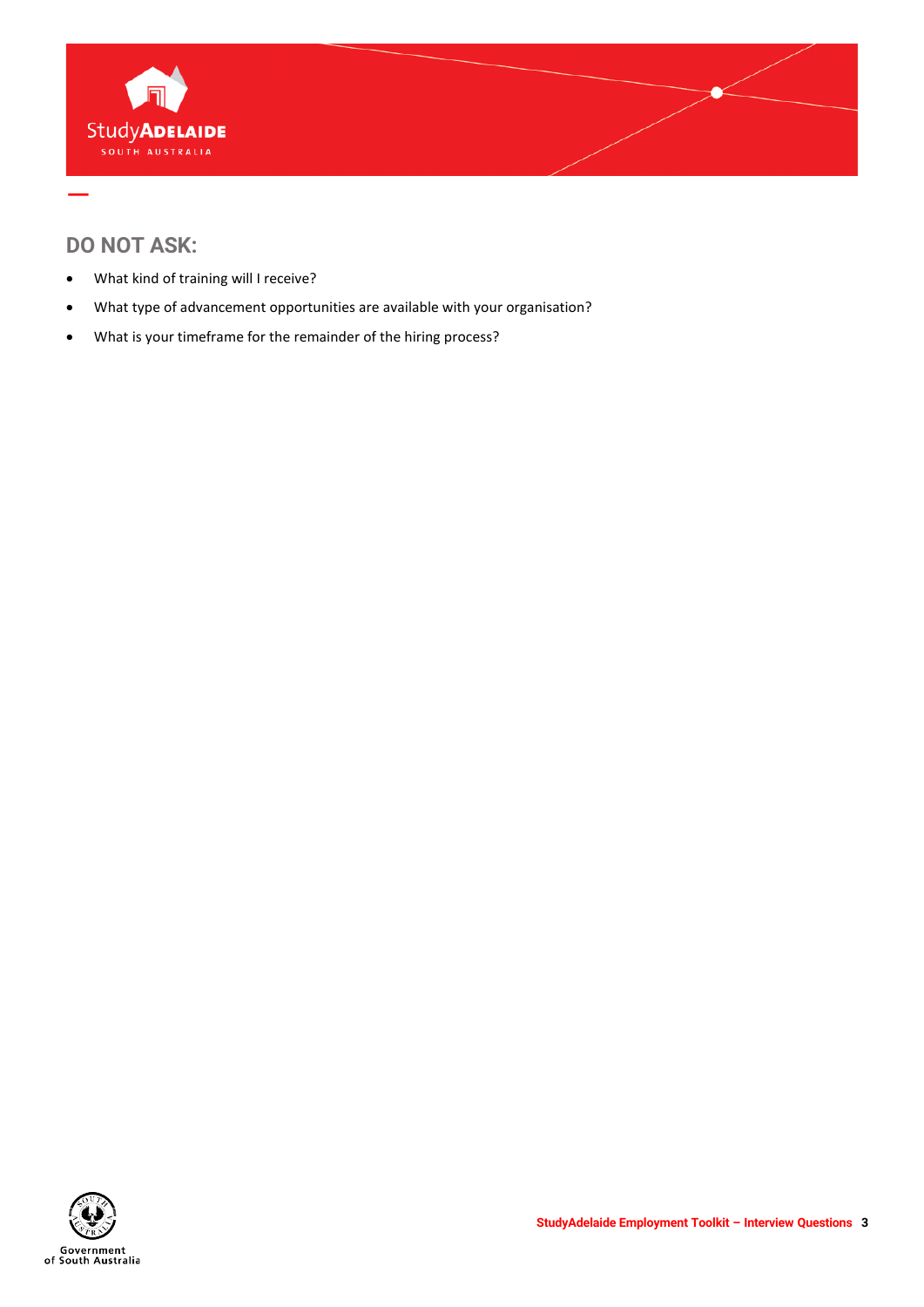## DO NOT ASK:

- What kind of training will I receive?
- What type of advancement opportunities are available with your organisation?
- What is your timeframe for the remainder of the hiring process?